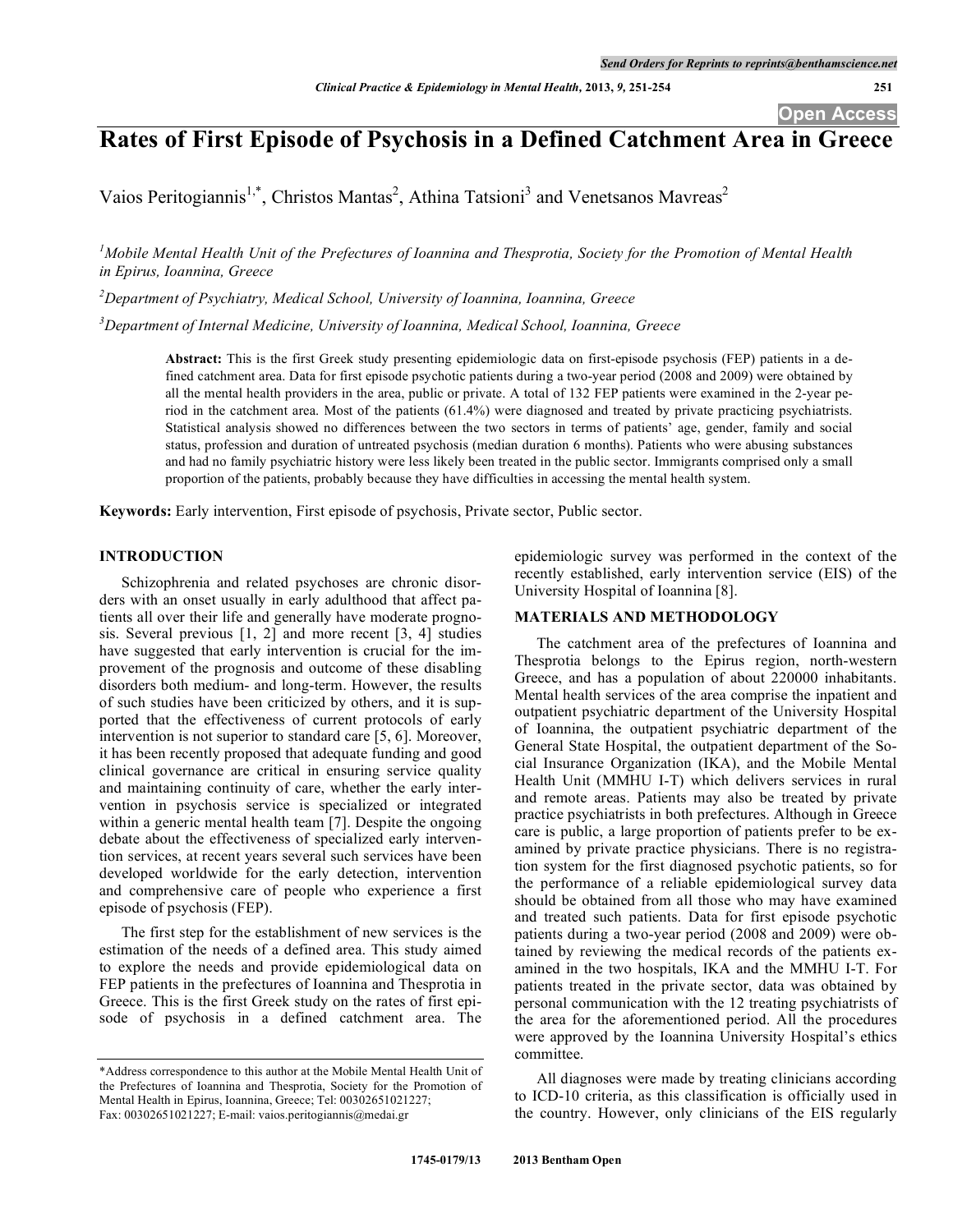# Rates of First Episode of Psychosis in a Defined Catchment Area in Greece

Vaios Peritogiannis[1,*], Christos Mantas[2], Athina Tatsioni[3] and Venetsanos Mavreas[2]

[1]*Mobile Mental Health Unit of the Prefectures of Ioannina and Thesprotia, Society for the Promotion of Mental Health in Epirus, Ioannina, Greece*

[2]*Department of Psychiatry, Medical School, University of Ioannina, Ioannina, Greece*

[3]*Department of Internal Medicine, University of Ioannina, Medical School, Ioannina, Greece*

**Abstract:** This is the first Greek study presenting epidemiologic data on first-episode psychosis (FEP) patients in a defined catchment area. Data for first episode psychotic patients during a two-year period (2008 and 2009) were obtained by all the mental health providers in the area, public or private. A total of 132 FEP patients were examined in the 2-year period in the catchment area. Most of the patients (61.4%) were diagnosed and treated by private practicing psychiatrists. Statistical analysis showed no differences between the two sectors in terms of patients' age, gender, family and social status, profession and duration of untreated psychosis (median duration 6 months). Patients who were abusing substances and had no family psychiatric history were less likely been treated in the public sector. Immigrants comprised only a small proportion of the patients, probably because they have difficulties in accessing the mental health system.

**Keywords:** Early intervention, First episode of psychosis, Private sector, Public sector.

## INTRODUCTION

Schizophrenia and related psychoses are chronic disorders with an onset usually in early adulthood that affect patients all over their life and generally have moderate prognosis. Several previous [1, 2] and more recent [3, 4] studies have suggested that early intervention is crucial for the improvement of the prognosis and outcome of these disabling disorders both medium- and long-term. However, the results of such studies have been criticized by others, and it is supported that the effectiveness of current protocols of early intervention is not superior to standard care [5, 6]. Moreover, it has been recently proposed that adequate funding and good clinical governance are critical in ensuring service quality and maintaining continuity of care, whether the early intervention in psychosis service is specialized or integrated within a generic mental health team [7]. Despite the ongoing debate about the effectiveness of specialized early intervention services, at recent years several such services have been developed worldwide for the early detection, intervention and comprehensive care of people who experience a first episode of psychosis (FEP).

The first step for the establishment of new services is the estimation of the needs of a defined area. This study aimed to explore the needs and provide epidemiological data on FEP patients in the prefectures of Ioannina and Thesprotia in Greece. This is the first Greek study on the rates of first episode of psychosis in a defined catchment area. The epidemiologic survey was performed in the context of the recently established, early intervention service (EIS) of the University Hospital of Ioannina [8].

## MATERIALS AND METHODOLOGY

The catchment area of the prefectures of Ioannina and Thesprotia belongs to the Epirus region, north-western Greece, and has a population of about 220000 inhabitants. Mental health services of the area comprise the inpatient and outpatient psychiatric department of the University Hospital of Ioannina, the outpatient psychiatric department of the General State Hospital, the outpatient department of the Social Insurance Organization (IKA), and the Mobile Mental Health Unit (MMHU I-T) which delivers services in rural and remote areas. Patients may also be treated by private practice psychiatrists in both prefectures. Although in Greece care is public, a large proportion of patients prefer to be examined by private practice physicians. There is no registration system for the first diagnosed psychotic patients, so for the performance of a reliable epidemiological survey data should be obtained from all those who may have examined and treated such patients. Data for first episode psychotic patients during a two-year period (2008 and 2009) were obtained by reviewing the medical records of the patients examined in the two hospitals, IKA and the MMHU I-T. For patients treated in the private sector, data was obtained by personal communication with the 12 treating psychiatrists of the area for the aforementioned period. All the procedures were approved by the Ioannina University Hospital's ethics committee.

All diagnoses were made by treating clinicians according to ICD-10 criteria, as this classification is officially used in the country. However, only clinicians of the EIS regularly

---

*Address correspondence to this author at the Mobile Mental Health Unit of the Prefectures of Ioannina and Thesprotia, Society for the Promotion of Mental Health in Epirus, Ioannina, Greece; Tel: 00302651021227; Fax: 00302651021227; E-mail: vaios.peritogiannis@medai.gr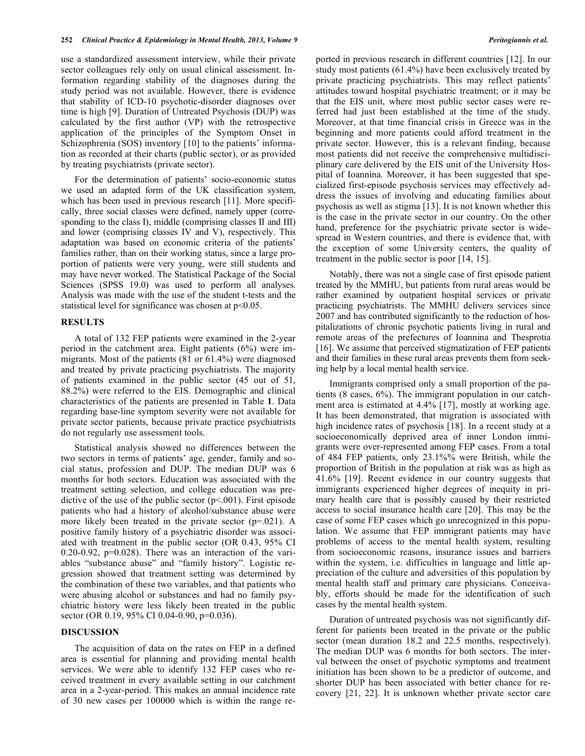use a standardized assessment interview, while their private sector colleagues rely only on usual clinical assessment. Information regarding stability of the diagnoses during the study period was not available. However, there is evidence that stability of ICD-10 psychotic-disorder diagnoses over time is high [9]. Duration of Untreated Psychosis (DUP) was calculated by the first author (VP) with the retrospective application of the principles of the Symptom Onset in Schizophrenia (SOS) inventory [10] to the patients' information as recorded at their charts (public sector), or as provided by treating psychiatrists (private sector).

For the determination of patients' socio-economic status we used an adapted form of the UK classification system, which has been used in previous research [11]. More specifically, three social classes were defined, namely upper (corresponding to the class I), middle (comprising classes II and III) and lower (comprising classes IV and V), respectively. This adaptation was based on economic criteria of the patients' families rather, than on their working status, since a large proportion of patients were very young, were still students and may have never worked. The Statistical Package of the Social Sciences (SPSS 19.0) was used to perform all analyses. Analysis was made with the use of the student t-tests and the statistical level for significance was chosen at $p<0.05$.

## RESULTS

A total of 132 FEP patients were examined in the 2-year period in the catchment area. Eight patients (6%) were immigrants. Most of the patients (81 or 61.4%) were diagnosed and treated by private practicing psychiatrists. The majority of patients examined in the public sector (45 out of 51, 88.2%) were referred to the EIS. Demographic and clinical characteristics of the patients are presented in Table **1**. Data regarding base-line symptom severity were not available for private sector patients, because private practice psychiatrists do not regularly use assessment tools.

Statistical analysis showed no differences between the two sectors in terms of patients' age, gender, family and social status, profession and DUP. The median DUP was 6 months for both sectors. Education was associated with the treatment setting selection, and college education was predictive of the use of the public sector ($p<.001$). First episode patients who had a history of alcohol/substance abuse were more likely been treated in the private sector ($p=.021$). A positive family history of a psychiatric disorder was associated with treatment in the public sector (OR 0.43, 95% CI 0.20-0.92, $p=0.028$). There was an interaction of the variables "substance abuse" and "family history". Logistic regression showed that treatment setting was determined by the combination of these two variables, and that patients who were abusing alcohol or substances and had no family psychiatric history were less likely been treated in the public sector (OR 0.19, 95% CI 0.04-0.90, $p=0.036$).

## DISCUSSION

The acquisition of data on the rates on FEP in a defined area is essential for planning and providing mental health services. We were able to identify 132 FEP cases who received treatment in every available setting in our catchment area in a 2-year-period. This makes an annual incidence rate of 30 new cases per 100000 which is within the range reported in previous research in different countries [12]. In our study most patients (61.4%) have been exclusively treated by private practicing psychiatrists. This may reflect patients' attitudes toward hospital psychiatric treatment; or it may be that the EIS unit, where most public sector cases were referred had just been established at the time of the study. Moreover, at that time financial crisis in Greece was in the beginning and more patients could afford treatment in the private sector. However, this is a relevant finding, because most patients did not receive the comprehensive multidisciplinary care delivered by the EIS unit of the University Hospital of Ioannina. Moreover, it has been suggested that specialized first-episode psychosis services may effectively address the issues of involving and educating families about psychosis as well as stigma [13]. It is not known whether this is the case in the private sector in our country. On the other hand, preference for the psychiatric private sector is widespread in Western countries, and there is evidence that, with the exception of some University centers, the quality of treatment in the public sector is poor [14, 15].

Notably, there was not a single case of first episode patient treated by the MMHU, but patients from rural areas would be rather examined by outpatient hospital services or private practicing psychiatrists. The MMHU delivers services since 2007 and has contributed significantly to the reduction of hospitalizations of chronic psychotic patients living in rural and remote areas of the prefectures of Ioannina and Thesprotia [16]. We assume that perceived stigmatization of FEP patients and their families in these rural areas prevents them from seeking help by a local mental health service.

Immigrants comprised only a small proportion of the patients (8 cases, 6%). The immigrant population in our catchment area is estimated at 4.4% [17], mostly at working age. It has been demonstrated, that migration is associated with high incidence rates of psychosis [18]. In a recent study at a socioeconomically deprived area of inner London immigrants were over-represented among FEP cases. From a total of 484 FEP patients, only 23.1%% were British, while the proportion of British in the population at risk was as high as 41.6% [19]. Recent evidence in our country suggests that immigrants experienced higher degrees of inequity in primary health care that is possibly caused by their restricted access to social insurance health care [20]. This may be the case of some FEP cases which go unrecognized in this population. We assume that FEP immigrant patients may have problems of access to the mental health system, resulting from socioeconomic reasons, insurance issues and barriers within the system, i.e. difficulties in language and little appreciation of the culture and adversities of this population by mental health staff and primary care physicians. Conceivably, efforts should be made for the identification of such cases by the mental health system.

Duration of untreated psychosis was not significantly different for patients been treated in the private or the public sector (mean duration 18.2 and 22.5 months, respectively). The median DUP was 6 months for both sectors. The interval between the onset of psychotic symptoms and treatment initiation has been shown to be a predictor of outcome, and shorter DUP has been associated with better chance for recovery [21, 22]. It is unknown whether private sector care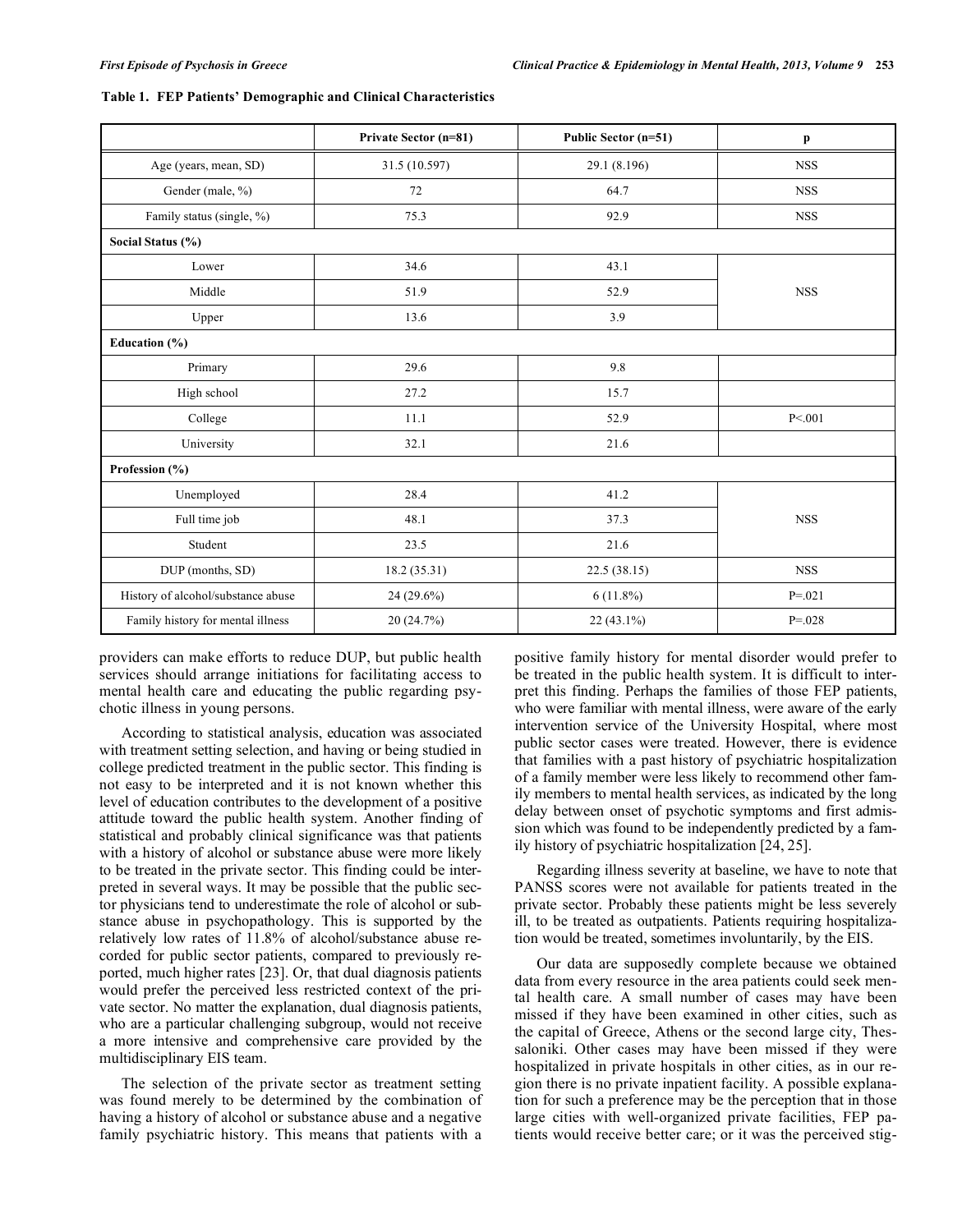**Table 1. FEP Patients' Demographic and Clinical Characteristics**

| | Private Sector (n=81) | Public Sector (n=51) | p |
|---|---|---|---|
| Age (years, mean, SD) | 31.5 (10.597) | 29.1 (8.196) | NSS |
| Gender (male, %) | 72 | 64.7 | NSS |
| Family status (single, %) | 75.3 | 92.9 | NSS |
| **Social Status (%)** | | | |
| Lower | 34.6 | 43.1 | |
| Middle | 51.9 | 52.9 | NSS |
| Upper | 13.6 | 3.9 | |
| **Education (%)** | | | |
| Primary | 29.6 | 9.8 | |
| High school | 27.2 | 15.7 | |
| College | 11.1 | 52.9 | P<.001 |
| University | 32.1 | 21.6 | |
| **Profession (%)** | | | |
| Unemployed | 28.4 | 41.2 | |
| Full time job | 48.1 | 37.3 | NSS |
| Student | 23.5 | 21.6 | |
| DUP (months, SD) | 18.2 (35.31) | 22.5 (38.15) | NSS |
| History of alcohol/substance abuse | 24 (29.6%) | 6 (11.8%) | P=.021 |
| Family history for mental illness | 20 (24.7%) | 22 (43.1%) | P=.028 |

providers can make efforts to reduce DUP, but public health services should arrange initiations for facilitating access to mental health care and educating the public regarding psychotic illness in young persons.

According to statistical analysis, education was associated with treatment setting selection, and having or being studied in college predicted treatment in the public sector. This finding is not easy to be interpreted and it is not known whether this level of education contributes to the development of a positive attitude toward the public health system. Another finding of statistical and probably clinical significance was that patients with a history of alcohol or substance abuse were more likely to be treated in the private sector. This finding could be interpreted in several ways. It may be possible that the public sector physicians tend to underestimate the role of alcohol or substance abuse in psychopathology. This is supported by the relatively low rates of 11.8% of alcohol/substance abuse recorded for public sector patients, compared to previously reported, much higher rates [23]. Or, that dual diagnosis patients would prefer the perceived less restricted context of the private sector. No matter the explanation, dual diagnosis patients, who are a particular challenging subgroup, would not receive a more intensive and comprehensive care provided by the multidisciplinary EIS team.

The selection of the private sector as treatment setting was found merely to be determined by the combination of having a history of alcohol or substance abuse and a negative family psychiatric history. This means that patients with a positive family history for mental disorder would prefer to be treated in the public health system. It is difficult to interpret this finding. Perhaps the families of those FEP patients, who were familiar with mental illness, were aware of the early intervention service of the University Hospital, where most public sector cases were treated. However, there is evidence that families with a past history of psychiatric hospitalization of a family member were less likely to recommend other family members to mental health services, as indicated by the long delay between onset of psychotic symptoms and first admission which was found to be independently predicted by a family history of psychiatric hospitalization [24, 25].

Regarding illness severity at baseline, we have to note that PANSS scores were not available for patients treated in the private sector. Probably these patients might be less severely ill, to be treated as outpatients. Patients requiring hospitalization would be treated, sometimes involuntarily, by the EIS.

Our data are supposedly complete because we obtained data from every resource in the area patients could seek mental health care. A small number of cases may have been missed if they have been examined in other cities, such as the capital of Greece, Athens or the second large city, Thessaloniki. Other cases may have been missed if they were hospitalized in private hospitals in other cities, as in our region there is no private inpatient facility. A possible explanation for such a preference may be the perception that in those large cities with well-organized private facilities, FEP patients would receive better care; or it was the perceived stig-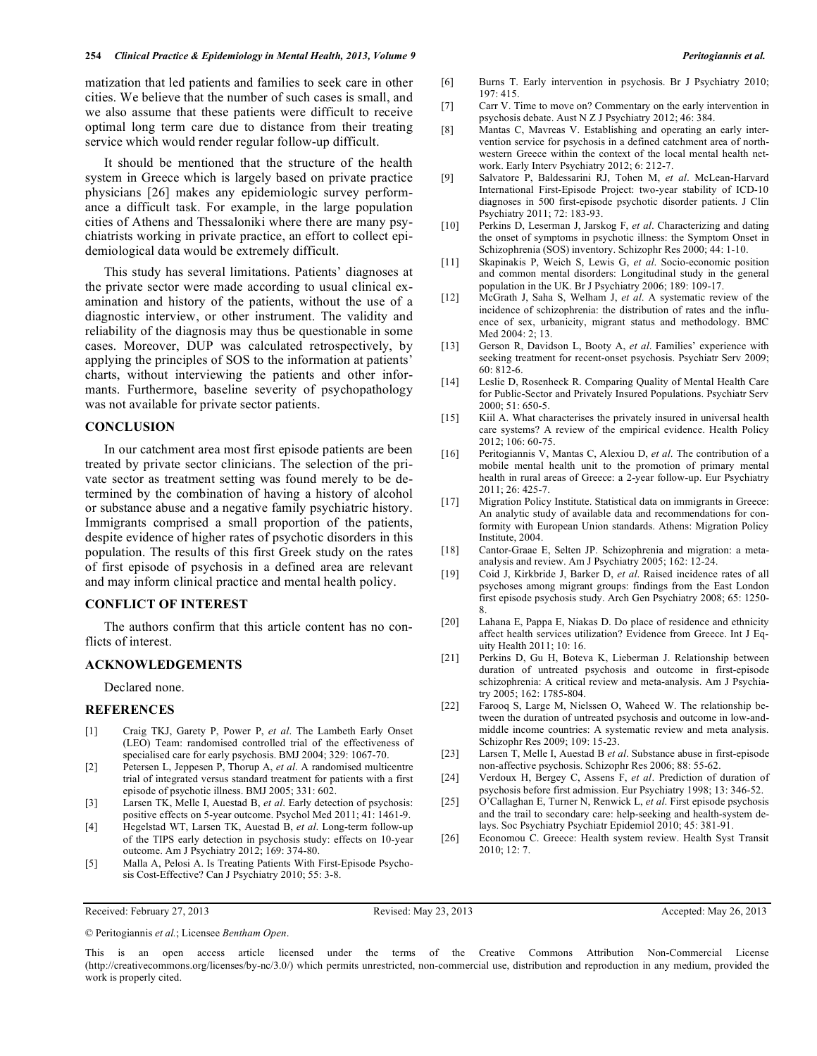matization that led patients and families to seek care in other cities. We believe that the number of such cases is small, and we also assume that these patients were difficult to receive optimal long term care due to distance from their treating service which would render regular follow-up difficult.

It should be mentioned that the structure of the health system in Greece which is largely based on private practice physicians [26] makes any epidemiologic survey performance a difficult task. For example, in the large population cities of Athens and Thessaloniki where there are many psychiatrists working in private practice, an effort to collect epidemiological data would be extremely difficult.

This study has several limitations. Patients' diagnoses at the private sector were made according to usual clinical examination and history of the patients, without the use of a diagnostic interview, or other instrument. The validity and reliability of the diagnosis may thus be questionable in some cases. Moreover, DUP was calculated retrospectively, by applying the principles of SOS to the information at patients' charts, without interviewing the patients and other informants. Furthermore, baseline severity of psychopathology was not available for private sector patients.

## CONCLUSION

In our catchment area most first episode patients are been treated by private sector clinicians. The selection of the private sector as treatment setting was found merely to be determined by the combination of having a history of alcohol or substance abuse and a negative family psychiatric history. Immigrants comprised a small proportion of the patients, despite evidence of higher rates of psychotic disorders in this population. The results of this first Greek study on the rates of first episode of psychosis in a defined area are relevant and may inform clinical practice and mental health policy.

## CONFLICT OF INTEREST

The authors confirm that this article content has no conflicts of interest.

## ACKNOWLEDGEMENTS

Declared none.

## REFERENCES

[1] Craig TKJ, Garety P, Power P, *et al*. The Lambeth Early Onset (LEO) Team: randomised controlled trial of the effectiveness of specialised care for early psychosis. BMJ 2004; 329: 1067-70.

[2] Petersen L, Jeppesen P, Thorup A, *et al*. A randomised multicentre trial of integrated versus standard treatment for patients with a first episode of psychotic illness. BMJ 2005; 331: 602.

[3] Larsen TK, Melle I, Auestad B, *et al*. Early detection of psychosis: positive effects on 5-year outcome. Psychol Med 2011; 41: 1461-9.

[4] Hegelstad WT, Larsen TK, Auestad B, *et al*. Long-term follow-up of the TIPS early detection in psychosis study: effects on 10-year outcome. Am J Psychiatry 2012; 169: 374-80.

[5] Malla A, Pelosi A. Is Treating Patients With First-Episode Psychosis Cost-Effective? Can J Psychiatry 2010; 55: 3-8.

[6] Burns T. Early intervention in psychosis. Br J Psychiatry 2010; 197: 415.

[7] Carr V. Time to move on? Commentary on the early intervention in psychosis debate. Aust N Z J Psychiatry 2012; 46: 384.

[8] Mantas C, Mavreas V. Establishing and operating an early intervention service for psychosis in a defined catchment area of northwestern Greeece within the context of the local mental health network. Early Interv Psychiatry 2012; 6: 212-7.

[9] Salvatore P, Baldessarini RJ, Tohen M, *et al*. McLean-Harvard International First-Episode Project: two-year stability of ICD-10 diagnoses in 500 first-episode psychotic disorder patients. J Clin Psychiatry 2011; 72: 183-93.

[10] Perkins D, Leserman J, Jarskog F, *et al*. Characterizing and dating the onset of symptoms in psychotic illness: the Symptom Onset in Schizophrenia (SOS) inventory. Schizophr Res 2000; 44: 1-10.

[11] Skapinakis P, Weich S, Lewis G, *et al*. Socio-economic position and common mental disorders: Longitudinal study in the general population in the UK. Br J Psychiatry 2006; 189: 109-17.

[12] McGrath J, Saha S, Welham J, *et al*. A systematic review of the incidence of schizophrenia: the distribution of rates and the influence of sex, urbanicity, migrant status and methodology. BMC Med 2004: 2; 13.

[13] Gerson R, Davidson L, Booty A, *et al*. Families' experience with seeking treatment for recent-onset psychosis. Psychiatr Serv 2009; 60: 812-6.

[14] Leslie D, Rosenheck R. Comparing Quality of Mental Health Care for Public-Sector and Privately Insured Populations. Psychiatr Serv 2000; 51: 650-5.

[15] Kiil A. What characterises the privately insured in universal health care systems? A review of the empirical evidence. Health Policy 2012; 106: 60-75.

[16] Peritogiannis V, Mantas C, Alexiou D, *et al*. The contribution of a mobile mental health unit to the promotion of primary mental health in rural areas of Greece: a 2-year follow-up. Eur Psychiatry 2011; 26: 425-7.

[17] Migration Policy Institute. Statistical data on immigrants in Greece: An analytic study of available data and recommendations for conformity with European Union standards. Athens: Migration Policy Institute, 2004.

[18] Cantor-Graae E, Selten JP. Schizophrenia and migration: a meta-analysis and review. Am J Psychiatry 2005; 162: 12-24.

[19] Coid J, Kirkbride J, Barker D, *et al*. Raised incidence rates of all psychoses among migrant groups: findings from the East London first episode psychosis study. Arch Gen Psychiatry 2008; 65: 1250-8.

[20] Lahana E, Pappa E, Niakas D. Do place of residence and ethnicity affect health services utilization? Evidence from Greece. Int J Equity Health 2011; 10: 16.

[21] Perkins D, Gu H, Boteva K, Lieberman J. Relationship between duration of untreated psychosis and outcome in first-episode schizophrenia: A critical review and meta-analysis. Am J Psychiatry 2005; 162: 1785-804.

[22] Farooq S, Large M, Nielssen O, Waheed W. The relationship between the duration of untreated psychosis and outcome in low-and-middle income countries: A systematic review and meta analysis. Schizophr Res 2009; 109: 15-23.

[23] Larsen T, Melle I, Auestad B *et al*. Substance abuse in first-episode non-affective psychosis. Schizophr Res 2006; 88: 55-62.

[24] Verdoux H, Bergey C, Assens F, *et al*. Prediction of duration of psychosis before first admission. Eur Psychiatry 1998; 13: 346-52.

[25] O'Callaghan E, Turner N, Renwick L, *et al*. First episode psychosis and the trail to secondary care: help-seeking and health-system delays. Soc Psychiatry Psychiatr Epidemiol 2010; 45: 381-91.

[26] Economou C. Greece: Health system review. Health Syst Transit 2010; 12: 7.

Received: February 27, 2013 Revised: May 23, 2013 Accepted: May 26, 2013

© Peritogiannis *et al.*; Licensee *Bentham Open*.

This is an open access article licensed under the terms of the Creative Commons Attribution Non-Commercial License (http://creativecommons.org/licenses/by-nc/3.0/) which permits unrestricted, non-commercial use, distribution and reproduction in any medium, provided the work is properly cited.